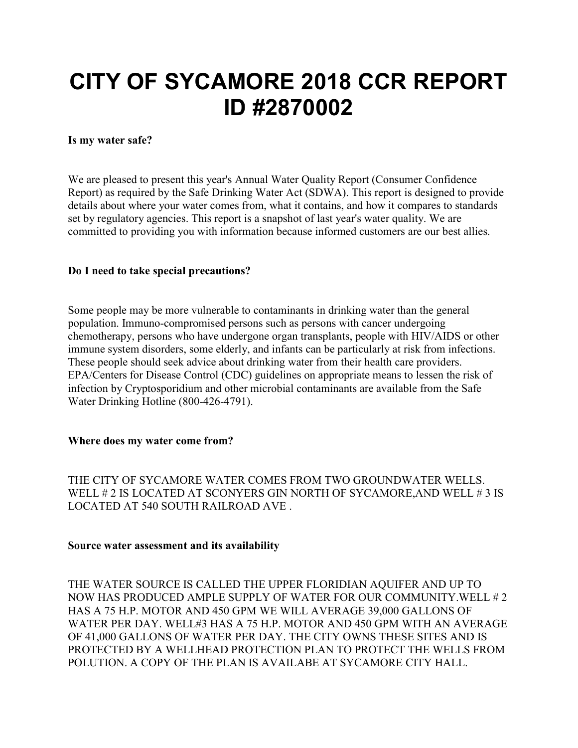# CITY OF SYCAMORE 2018 CCR REPORT ID #2870002

**Is my water safe?**

We are pleased to present this year's Annual Water Quality Report (Consumer Confidence Report) as required by the Safe Drinking Water Act (SDWA). This report is designed to provide details about where your water comes from, what it contains, and how it compares to standards set by regulatory agencies. This report is a snapshot of last year's water quality. We are committed to providing you with information because informed customers are our best allies.

**Do I need to take special precautions?**

Some people may be more vulnerable to contaminants in drinking water than the general population. Immuno-compromised persons such as persons with cancer undergoing chemotherapy, persons who have undergone organ transplants, people with HIV/AIDS or other immune system disorders, some elderly, and infants can be particularly at risk from infections. These people should seek advice about drinking water from their health care providers. EPA/Centers for Disease Control (CDC) guidelines on appropriate means to lessen the risk of infection by Cryptosporidium and other microbial contaminants are available from the Safe Water Drinking Hotline (800-426-4791).

**Where does my water come from?**

THE CITY OF SYCAMORE WATER COMES FROM TWO GROUNDWATER WELLS. WELL # 2 IS LOCATED AT SCONYERS GIN NORTH OF SYCAMORE,AND WELL # 3 IS LOCATED AT 540 SOUTH RAILROAD AVE .

**Source water assessment and its availability**

THE WATER SOURCE IS CALLED THE UPPER FLORIDIAN AQUIFER AND UP TO NOW HAS PRODUCED AMPLE SUPPLY OF WATER FOR OUR COMMUNITY.WELL # 2 HAS A 75 H.P. MOTOR AND 450 GPM WE WILL AVERAGE 39,000 GALLONS OF WATER PER DAY. WELL#3 HAS A 75 H.P. MOTOR AND 450 GPM WITH AN AVERAGE OF 41,000 GALLONS OF WATER PER DAY. THE CITY OWNS THESE SITES AND IS PROTECTED BY A WELLHEAD PROTECTION PLAN TO PROTECT THE WELLS FROM POLUTION. A COPY OF THE PLAN IS AVAILABE AT SYCAMORE CITY HALL.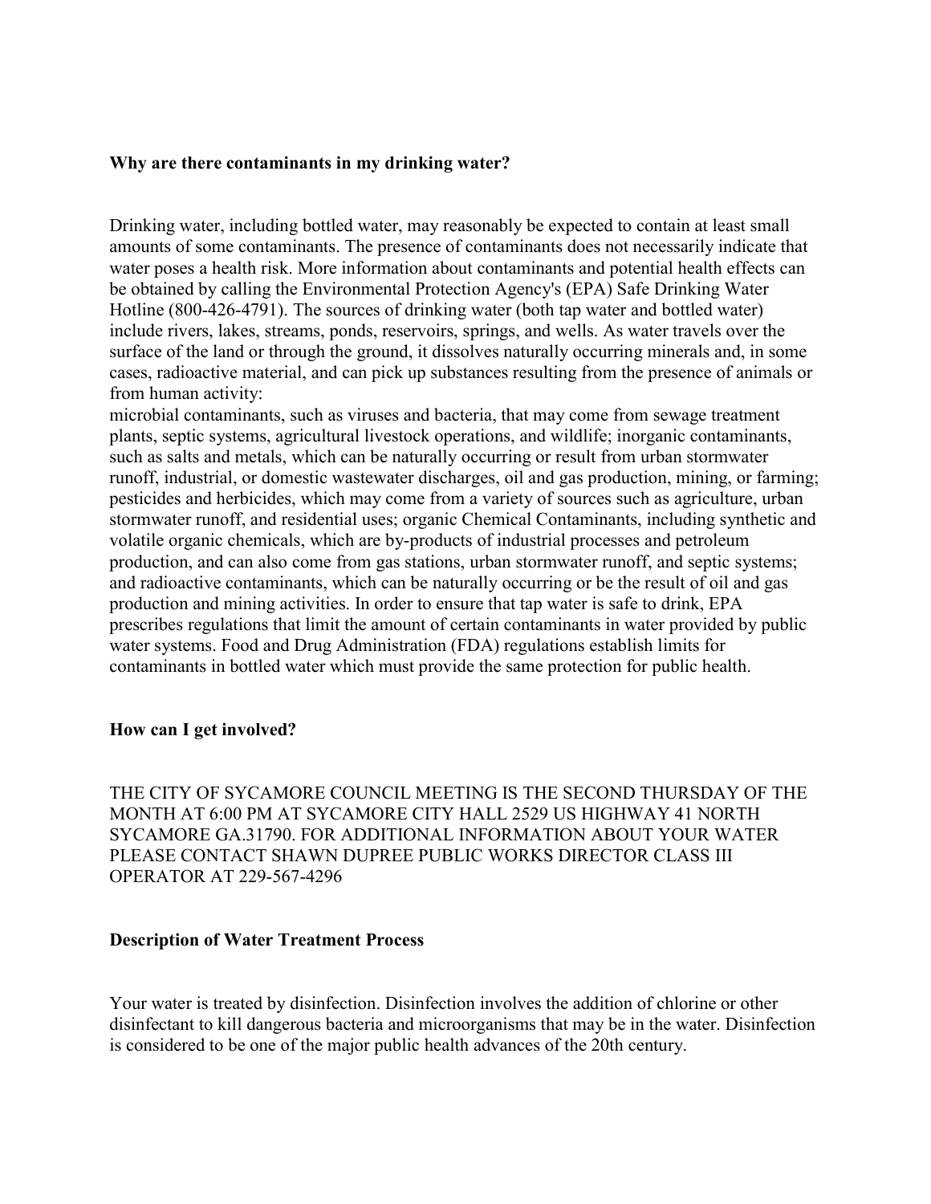**Why are there contaminants in my drinking water?**

Drinking water, including bottled water, may reasonably be expected to contain at least small amounts of some contaminants. The presence of contaminants does not necessarily indicate that water poses a health risk. More information about contaminants and potential health effects can be obtained by calling the Environmental Protection Agency's (EPA) Safe Drinking Water Hotline (800-426-4791). The sources of drinking water (both tap water and bottled water) include rivers, lakes, streams, ponds, reservoirs, springs, and wells. As water travels over the surface of the land or through the ground, it dissolves naturally occurring minerals and, in some cases, radioactive material, and can pick up substances resulting from the presence of animals or from human activity:
microbial contaminants, such as viruses and bacteria, that may come from sewage treatment plants, septic systems, agricultural livestock operations, and wildlife; inorganic contaminants, such as salts and metals, which can be naturally occurring or result from urban stormwater runoff, industrial, or domestic wastewater discharges, oil and gas production, mining, or farming; pesticides and herbicides, which may come from a variety of sources such as agriculture, urban stormwater runoff, and residential uses; organic Chemical Contaminants, including synthetic and volatile organic chemicals, which are by-products of industrial processes and petroleum production, and can also come from gas stations, urban stormwater runoff, and septic systems; and radioactive contaminants, which can be naturally occurring or be the result of oil and gas production and mining activities. In order to ensure that tap water is safe to drink, EPA prescribes regulations that limit the amount of certain contaminants in water provided by public water systems. Food and Drug Administration (FDA) regulations establish limits for contaminants in bottled water which must provide the same protection for public health.

**How can I get involved?**

THE CITY OF SYCAMORE COUNCIL MEETING IS THE SECOND THURSDAY OF THE MONTH AT 6:00 PM AT SYCAMORE CITY HALL 2529 US HIGHWAY 41 NORTH SYCAMORE GA.31790. FOR ADDITIONAL INFORMATION ABOUT YOUR WATER PLEASE CONTACT SHAWN DUPREE PUBLIC WORKS DIRECTOR CLASS III OPERATOR AT 229-567-4296

**Description of Water Treatment Process**

Your water is treated by disinfection. Disinfection involves the addition of chlorine or other disinfectant to kill dangerous bacteria and microorganisms that may be in the water. Disinfection is considered to be one of the major public health advances of the 20th century.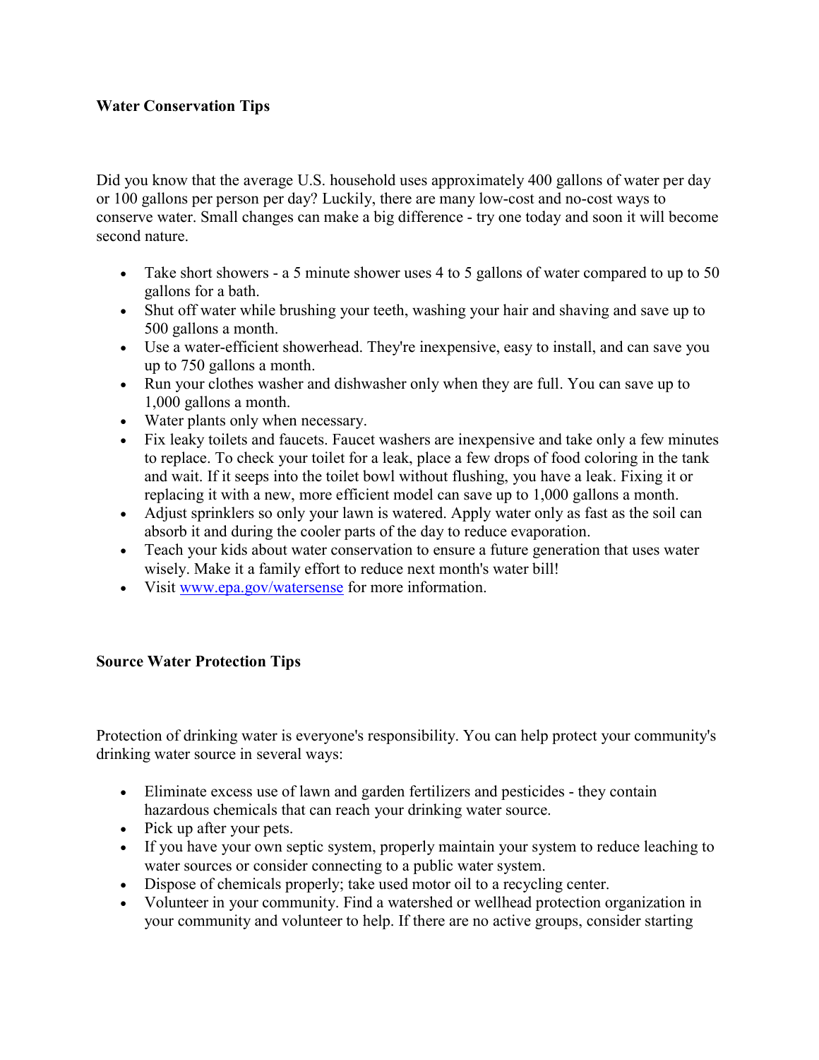## Water Conservation Tips

Did you know that the average U.S. household uses approximately 400 gallons of water per day or 100 gallons per person per day? Luckily, there are many low-cost and no-cost ways to conserve water. Small changes can make a big difference - try one today and soon it will become second nature.

- Take short showers - a 5 minute shower uses 4 to 5 gallons of water compared to up to 50 gallons for a bath.
- Shut off water while brushing your teeth, washing your hair and shaving and save up to 500 gallons a month.
- Use a water-efficient showerhead. They're inexpensive, easy to install, and can save you up to 750 gallons a month.
- Run your clothes washer and dishwasher only when they are full. You can save up to 1,000 gallons a month.
- Water plants only when necessary.
- Fix leaky toilets and faucets. Faucet washers are inexpensive and take only a few minutes to replace. To check your toilet for a leak, place a few drops of food coloring in the tank and wait. If it seeps into the toilet bowl without flushing, you have a leak. Fixing it or replacing it with a new, more efficient model can save up to 1,000 gallons a month.
- Adjust sprinklers so only your lawn is watered. Apply water only as fast as the soil can absorb it and during the cooler parts of the day to reduce evaporation.
- Teach your kids about water conservation to ensure a future generation that uses water wisely. Make it a family effort to reduce next month's water bill!
- Visit [www.epa.gov/watersense](http://www.epa.gov/watersense) for more information.

## Source Water Protection Tips

Protection of drinking water is everyone's responsibility. You can help protect your community's drinking water source in several ways:

- Eliminate excess use of lawn and garden fertilizers and pesticides - they contain hazardous chemicals that can reach your drinking water source.
- Pick up after your pets.
- If you have your own septic system, properly maintain your system to reduce leaching to water sources or consider connecting to a public water system.
- Dispose of chemicals properly; take used motor oil to a recycling center.
- Volunteer in your community. Find a watershed or wellhead protection organization in your community and volunteer to help. If there are no active groups, consider starting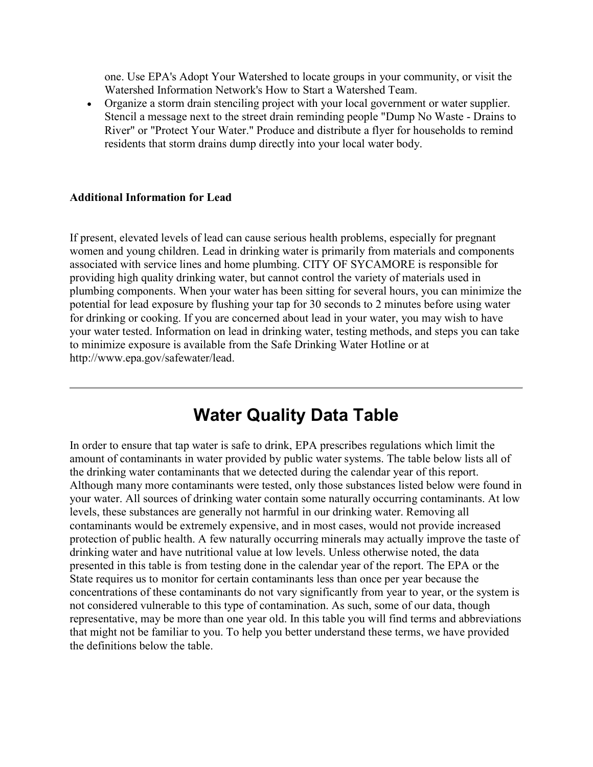one. Use EPA's Adopt Your Watershed to locate groups in your community, or visit the Watershed Information Network's How to Start a Watershed Team.

- Organize a storm drain stenciling project with your local government or water supplier. Stencil a message next to the street drain reminding people "Dump No Waste - Drains to River" or "Protect Your Water." Produce and distribute a flyer for households to remind residents that storm drains dump directly into your local water body.

**Additional Information for Lead**

If present, elevated levels of lead can cause serious health problems, especially for pregnant women and young children. Lead in drinking water is primarily from materials and components associated with service lines and home plumbing. CITY OF SYCAMORE is responsible for providing high quality drinking water, but cannot control the variety of materials used in plumbing components. When your water has been sitting for several hours, you can minimize the potential for lead exposure by flushing your tap for 30 seconds to 2 minutes before using water for drinking or cooking. If you are concerned about lead in your water, you may wish to have your water tested. Information on lead in drinking water, testing methods, and steps you can take to minimize exposure is available from the Safe Drinking Water Hotline or at http://www.epa.gov/safewater/lead.

---

# Water Quality Data Table

In order to ensure that tap water is safe to drink, EPA prescribes regulations which limit the amount of contaminants in water provided by public water systems. The table below lists all of the drinking water contaminants that we detected during the calendar year of this report. Although many more contaminants were tested, only those substances listed below were found in your water. All sources of drinking water contain some naturally occurring contaminants. At low levels, these substances are generally not harmful in our drinking water. Removing all contaminants would be extremely expensive, and in most cases, would not provide increased protection of public health. A few naturally occurring minerals may actually improve the taste of drinking water and have nutritional value at low levels. Unless otherwise noted, the data presented in this table is from testing done in the calendar year of the report. The EPA or the State requires us to monitor for certain contaminants less than once per year because the concentrations of these contaminants do not vary significantly from year to year, or the system is not considered vulnerable to this type of contamination. As such, some of our data, though representative, may be more than one year old. In this table you will find terms and abbreviations that might not be familiar to you. To help you better understand these terms, we have provided the definitions below the table.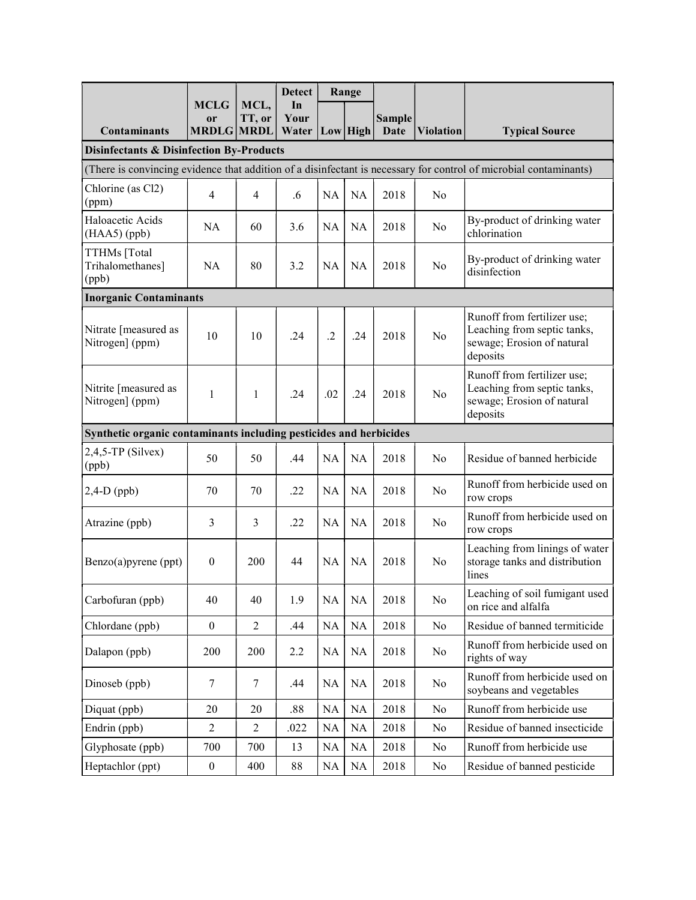| Contaminants | MCLG or MRDLG | MCL, TT, or MRDL | Detect In Your Water | Range | | Sample Date | Violation | Typical Source |
|---|---|---|---|---|---|---|---|---|
| | | | | Low | High | | | |
| **Disinfectants & Disinfection By-Products** | | | | | | | | |
| (There is convincing evidence that addition of a disinfectant is necessary for control of microbial contaminants) | | | | | | | | |
| Chlorine (as Cl2) (ppm) | 4 | 4 | .6 | NA | NA | 2018 | No | |
| Haloacetic Acids (HAA5) (ppb) | NA | 60 | 3.6 | NA | NA | 2018 | No | By-product of drinking water chlorination |
| TTHMs [Total Trihalomethanes] (ppb) | NA | 80 | 3.2 | NA | NA | 2018 | No | By-product of drinking water disinfection |
| **Inorganic Contaminants** | | | | | | | | |
| Nitrate [measured as Nitrogen] (ppm) | 10 | 10 | .24 | .2 | .24 | 2018 | No | Runoff from fertilizer use; Leaching from septic tanks, sewage; Erosion of natural deposits |
| Nitrite [measured as Nitrogen] (ppm) | 1 | 1 | .24 | .02 | .24 | 2018 | No | Runoff from fertilizer use; Leaching from septic tanks, sewage; Erosion of natural deposits |
| **Synthetic organic contaminants including pesticides and herbicides** | | | | | | | | |
| 2,4,5-TP (Silvex) (ppb) | 50 | 50 | .44 | NA | NA | 2018 | No | Residue of banned herbicide |
| 2,4-D (ppb) | 70 | 70 | .22 | NA | NA | 2018 | No | Runoff from herbicide used on row crops |
| Atrazine (ppb) | 3 | 3 | .22 | NA | NA | 2018 | No | Runoff from herbicide used on row crops |
| Benzo(a)pyrene (ppt) | 0 | 200 | 44 | NA | NA | 2018 | No | Leaching from linings of water storage tanks and distribution lines |
| Carbofuran (ppb) | 40 | 40 | 1.9 | NA | NA | 2018 | No | Leaching of soil fumigant used on rice and alfalfa |
| Chlordane (ppb) | 0 | 2 | .44 | NA | NA | 2018 | No | Residue of banned termiticide |
| Dalapon (ppb) | 200 | 200 | 2.2 | NA | NA | 2018 | No | Runoff from herbicide used on rights of way |
| Dinoseb (ppb) | 7 | 7 | .44 | NA | NA | 2018 | No | Runoff from herbicide used on soybeans and vegetables |
| Diquat (ppb) | 20 | 20 | .88 | NA | NA | 2018 | No | Runoff from herbicide use |
| Endrin (ppb) | 2 | 2 | .022 | NA | NA | 2018 | No | Residue of banned insecticide |
| Glyphosate (ppb) | 700 | 700 | 13 | NA | NA | 2018 | No | Runoff from herbicide use |
| Heptachlor (ppt) | 0 | 400 | 88 | NA | NA | 2018 | No | Residue of banned pesticide |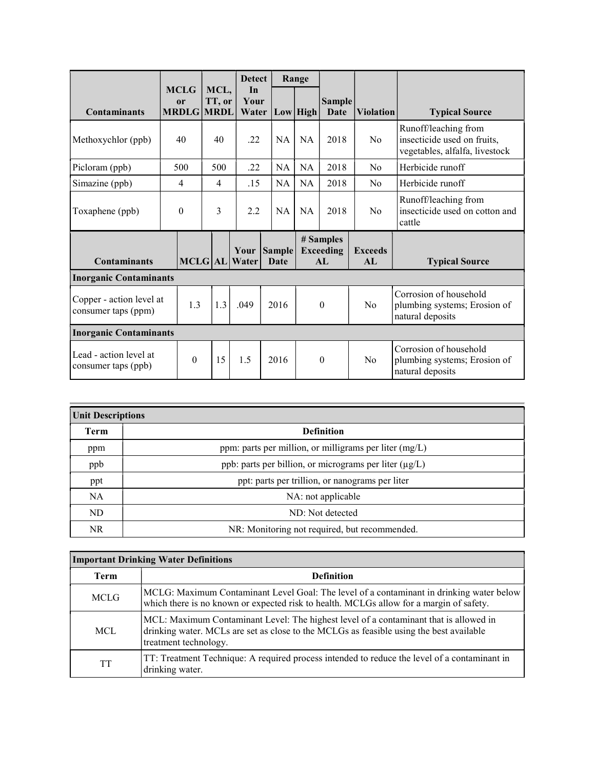| Contaminants | MCLG or MRDLG | MCL, TT, or MRDL | Detect In Your Water | Range Low | Range High | Sample Date | Violation | Typical Source |
|---|---|---|---|---|---|---|---|---|
| Methoxychlor (ppb) | 40 | 40 | .22 | NA | NA | 2018 | No | Runoff/leaching from insecticide used on fruits, vegetables, alfalfa, livestock |
| Picloram (ppb) | 500 | 500 | .22 | NA | NA | 2018 | No | Herbicide runoff |
| Simazine (ppb) | 4 | 4 | .15 | NA | NA | 2018 | No | Herbicide runoff |
| Toxaphene (ppb) | 0 | 3 | 2.2 | NA | NA | 2018 | No | Runoff/leaching from insecticide used on cotton and cattle |

| Contaminants | MCLG | AL | Your Water | Sample Date | # Samples Exceeding AL | Exceeds AL | Typical Source |
|---|---|---|---|---|---|---|---|
| **Inorganic Contaminants** | | | | | | | |
| Copper - action level at consumer taps (ppm) | 1.3 | 1.3 | .049 | 2016 | 0 | No | Corrosion of household plumbing systems; Erosion of natural deposits |
| **Inorganic Contaminants** | | | | | | | |
| Lead - action level at consumer taps (ppb) | 0 | 15 | 1.5 | 2016 | 0 | No | Corrosion of household plumbing systems; Erosion of natural deposits |

| Unit Descriptions | |
|---|---|
| **Term** | **Definition** |
| ppm | ppm: parts per million, or milligrams per liter (mg/L) |
| ppb | ppb: parts per billion, or micrograms per liter (µg/L) |
| ppt | ppt: parts per trillion, or nanograms per liter |
| NA | NA: not applicable |
| ND | ND: Not detected |
| NR | NR: Monitoring not required, but recommended. |

| Important Drinking Water Definitions | |
|---|---|
| **Term** | **Definition** |
| MCLG | MCLG: Maximum Contaminant Level Goal: The level of a contaminant in drinking water below which there is no known or expected risk to health. MCLGs allow for a margin of safety. |
| MCL | MCL: Maximum Contaminant Level: The highest level of a contaminant that is allowed in drinking water. MCLs are set as close to the MCLGs as feasible using the best available treatment technology. |
| TT | TT: Treatment Technique: A required process intended to reduce the level of a contaminant in drinking water. |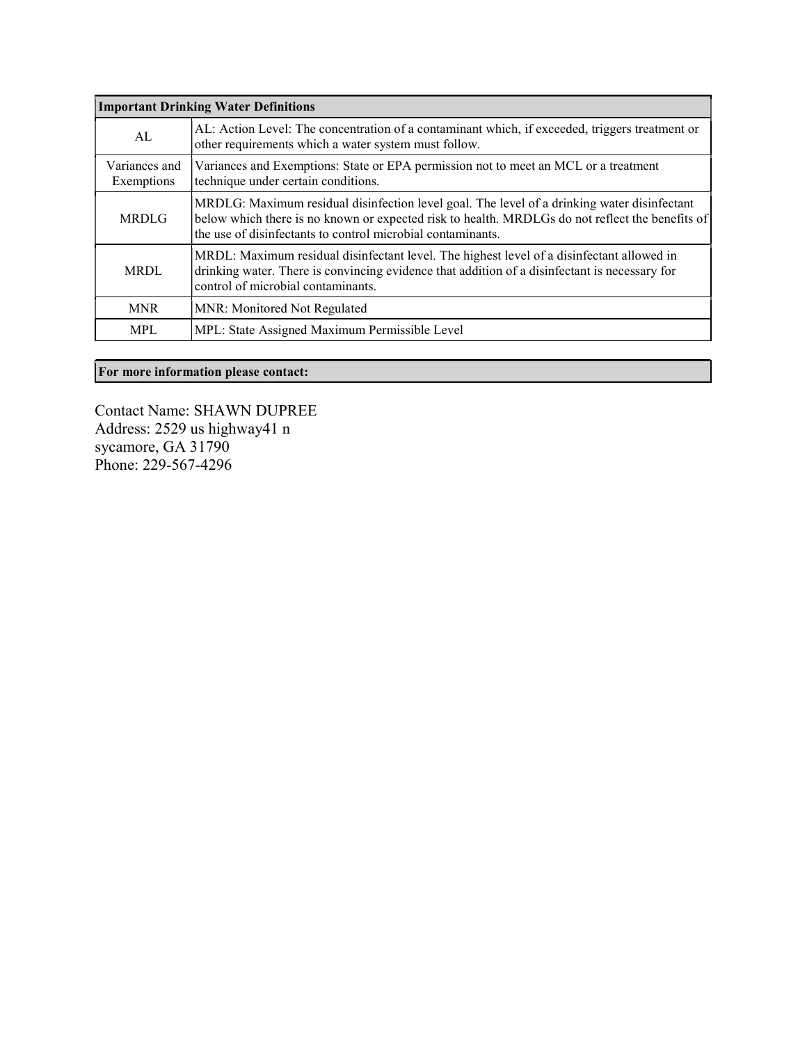| Important Drinking Water Definitions | |
|---|---|
| AL | AL: Action Level: The concentration of a contaminant which, if exceeded, triggers treatment or other requirements which a water system must follow. |
| Variances and Exemptions | Variances and Exemptions: State or EPA permission not to meet an MCL or a treatment technique under certain conditions. |
| MRDLG | MRDLG: Maximum residual disinfection level goal. The level of a drinking water disinfectant below which there is no known or expected risk to health. MRDLGs do not reflect the benefits of the use of disinfectants to control microbial contaminants. |
| MRDL | MRDL: Maximum residual disinfectant level. The highest level of a disinfectant allowed in drinking water. There is convincing evidence that addition of a disinfectant is necessary for control of microbial contaminants. |
| MNR | MNR: Monitored Not Regulated |
| MPL | MPL: State Assigned Maximum Permissible Level |

**For more information please contact:**

Contact Name: SHAWN DUPREE
Address: 2529 us highway41 n
sycamore, GA 31790
Phone: 229-567-4296